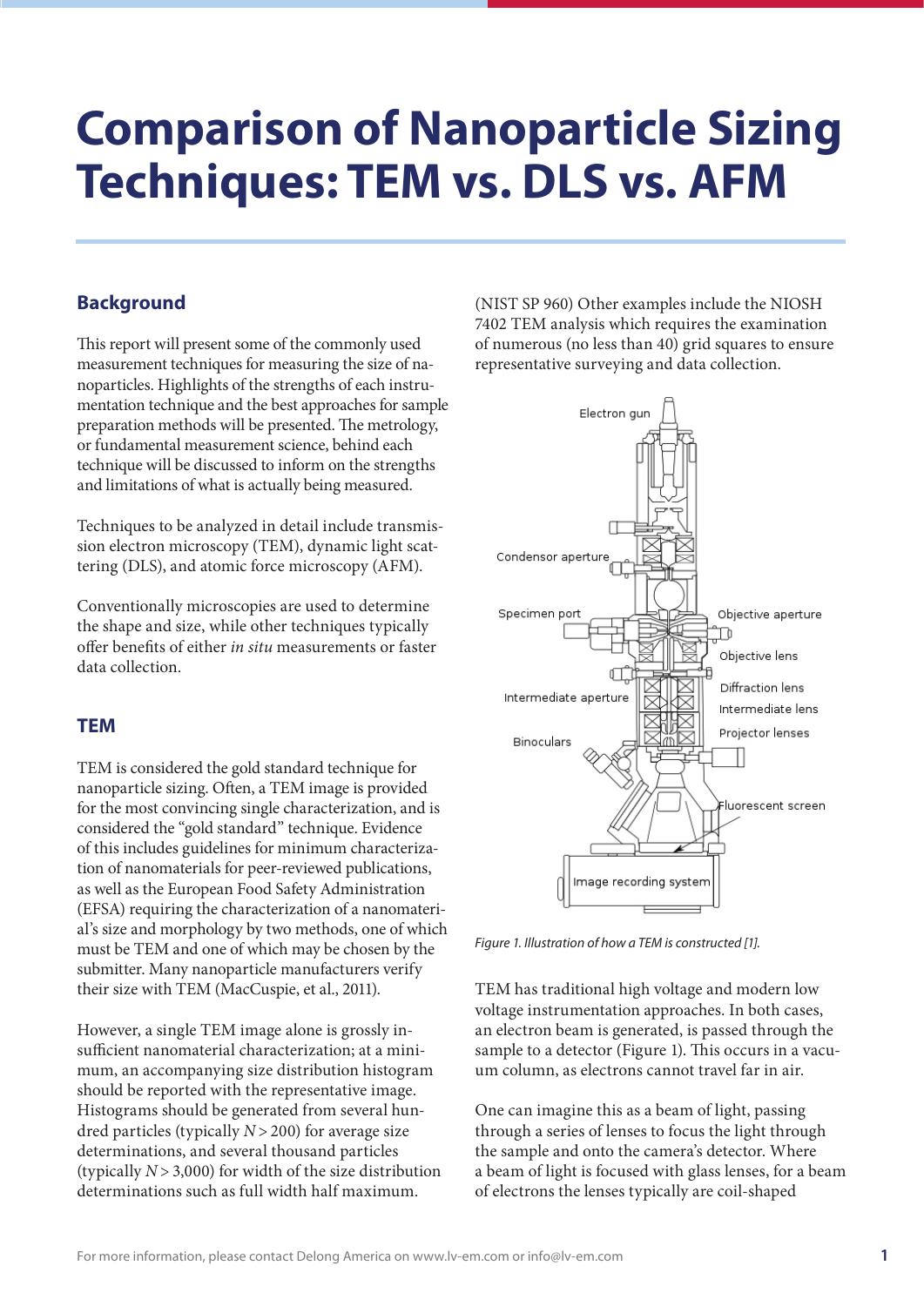# Comparison of Nanoparticle Sizing Techniques: TEM vs. DLS vs. AFM

## Background

This report will present some of the commonly used measurement techniques for measuring the size of nanoparticles. Highlights of the strengths of each instrumentation technique and the best approaches for sample preparation methods will be presented. The metrology, or fundamental measurement science, behind each technique will be discussed to inform on the strengths and limitations of what is actually being measured.

Techniques to be analyzed in detail include transmission electron microscopy (TEM), dynamic light scattering (DLS), and atomic force microscopy (AFM).

Conventionally microscopies are used to determine the shape and size, while other techniques typically offer benefits of either *in situ* measurements or faster data collection.

## TEM

TEM is considered the gold standard technique for nanoparticle sizing. Often, a TEM image is provided for the most convincing single characterization, and is considered the "gold standard" technique. Evidence of this includes guidelines for minimum characterization of nanomaterials for peer-reviewed publications, as well as the European Food Safety Administration (EFSA) requiring the characterization of a nanomaterial's size and morphology by two methods, one of which must be TEM and one of which may be chosen by the submitter. Many nanoparticle manufacturers verify their size with TEM (MacCuspie, et al., 2011).

However, a single TEM image alone is grossly insufficient nanomaterial characterization; at a minimum, an accompanying size distribution histogram should be reported with the representative image. Histograms should be generated from several hundred particles (typically $N > 200$) for average size determinations, and several thousand particles (typically $N > 3{,}000$) for width of the size distribution determinations such as full width half maximum. (NIST SP 960) Other examples include the NIOSH 7402 TEM analysis which requires the examination of numerous (no less than 40) grid squares to ensure representative surveying and data collection.

Electron gun

Condensor aperture

Specimen port

Objective aperture

Objective lens

Diffraction lens

Intermediate aperture

Intermediate lens

Projector lenses

Binoculars

Fluorescent screen

Image recording system

*Figure 1. Illustration of how a TEM is constructed [1].*

TEM has traditional high voltage and modern low voltage instrumentation approaches. In both cases, an electron beam is generated, is passed through the sample to a detector (Figure 1). This occurs in a vacuum column, as electrons cannot travel far in air.

One can imagine this as a beam of light, passing through a series of lenses to focus the light through the sample and onto the camera's detector. Where a beam of light is focused with glass lenses, for a beam of electrons the lenses typically are coil-shaped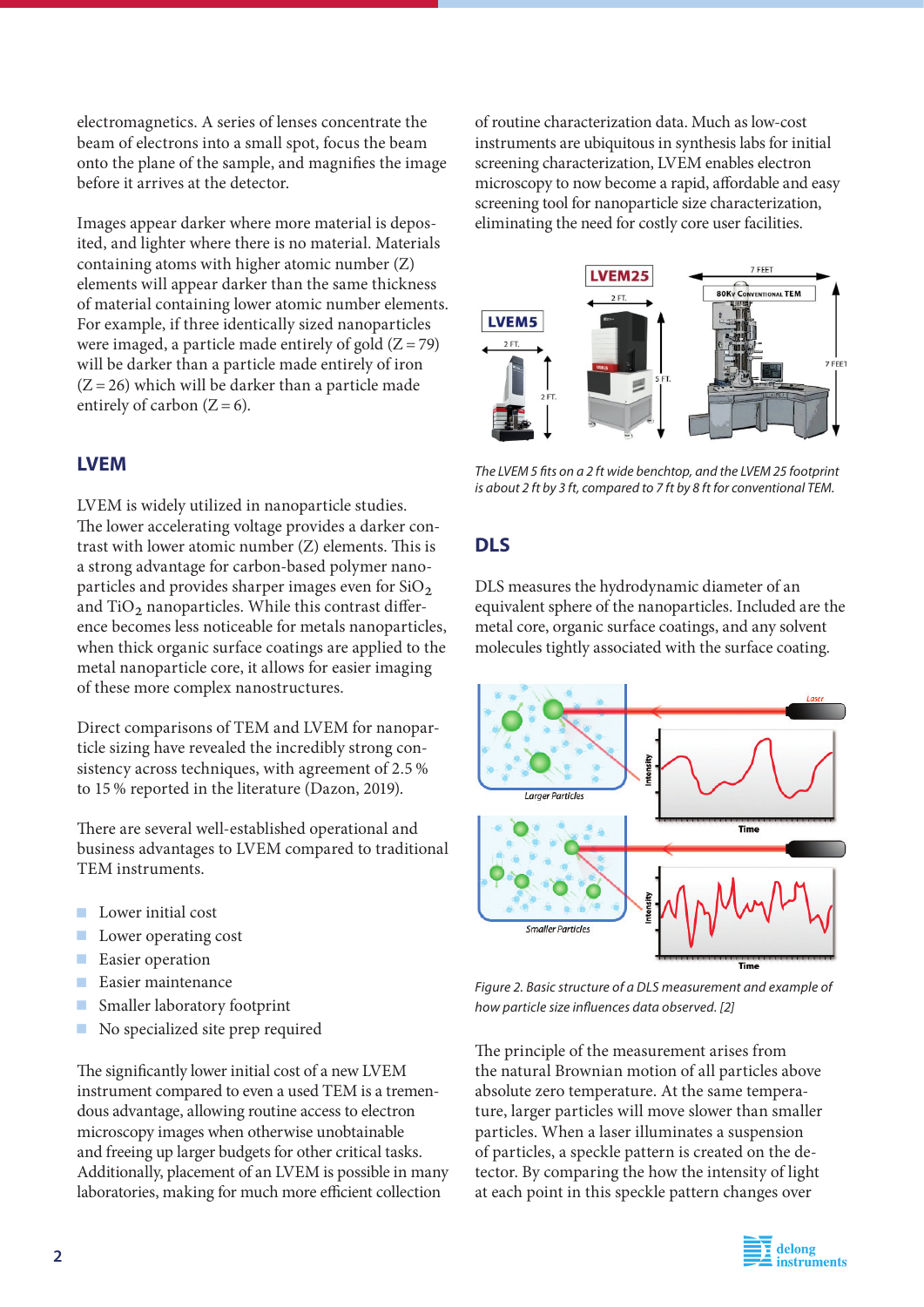electromagnetics. A series of lenses concentrate the beam of electrons into a small spot, focus the beam onto the plane of the sample, and magnifies the image before it arrives at the detector.

Images appear darker where more material is deposited, and lighter where there is no material. Materials containing atoms with higher atomic number (Z) elements will appear darker than the same thickness of material containing lower atomic number elements. For example, if three identically sized nanoparticles were imaged, a particle made entirely of gold (Z = 79) will be darker than a particle made entirely of iron (Z = 26) which will be darker than a particle made entirely of carbon (Z = 6).

## LVEM

LVEM is widely utilized in nanoparticle studies. The lower accelerating voltage provides a darker contrast with lower atomic number (Z) elements. This is a strong advantage for carbon-based polymer nanoparticles and provides sharper images even for $SiO_2$ and $TiO_2$ nanoparticles. While this contrast difference becomes less noticeable for metals nanoparticles, when thick organic surface coatings are applied to the metal nanoparticle core, it allows for easier imaging of these more complex nanostructures.

Direct comparisons of TEM and LVEM for nanoparticle sizing have revealed the incredibly strong consistency across techniques, with agreement of 2.5 % to 15 % reported in the literature (Dazon, 2019).

There are several well-established operational and business advantages to LVEM compared to traditional TEM instruments.

- Lower initial cost
- Lower operating cost
- Easier operation
- Easier maintenance
- Smaller laboratory footprint
- No specialized site prep required

The significantly lower initial cost of a new LVEM instrument compared to even a used TEM is a tremendous advantage, allowing routine access to electron microscopy images when otherwise unobtainable and freeing up larger budgets for other critical tasks. Additionally, placement of an LVEM is possible in many laboratories, making for much more efficient collection of routine characterization data. Much as low-cost instruments are ubiquitous in synthesis labs for initial screening characterization, LVEM enables electron microscopy to now become a rapid, affordable and easy screening tool for nanoparticle size characterization, eliminating the need for costly core user facilities.

*The LVEM 5 fits on a 2 ft wide benchtop, and the LVEM 25 footprint is about 2 ft by 3 ft, compared to 7 ft by 8 ft for conventional TEM.*

## DLS

DLS measures the hydrodynamic diameter of an equivalent sphere of the nanoparticles. Included are the metal core, organic surface coatings, and any solvent molecules tightly associated with the surface coating.

*Figure 2. Basic structure of a DLS measurement and example of how particle size influences data observed. [2]*

The principle of the measurement arises from the natural Brownian motion of all particles above absolute zero temperature. At the same temperature, larger particles will move slower than smaller particles. When a laser illuminates a suspension of particles, a speckle pattern is created on the detector. By comparing the how the intensity of light at each point in this speckle pattern changes over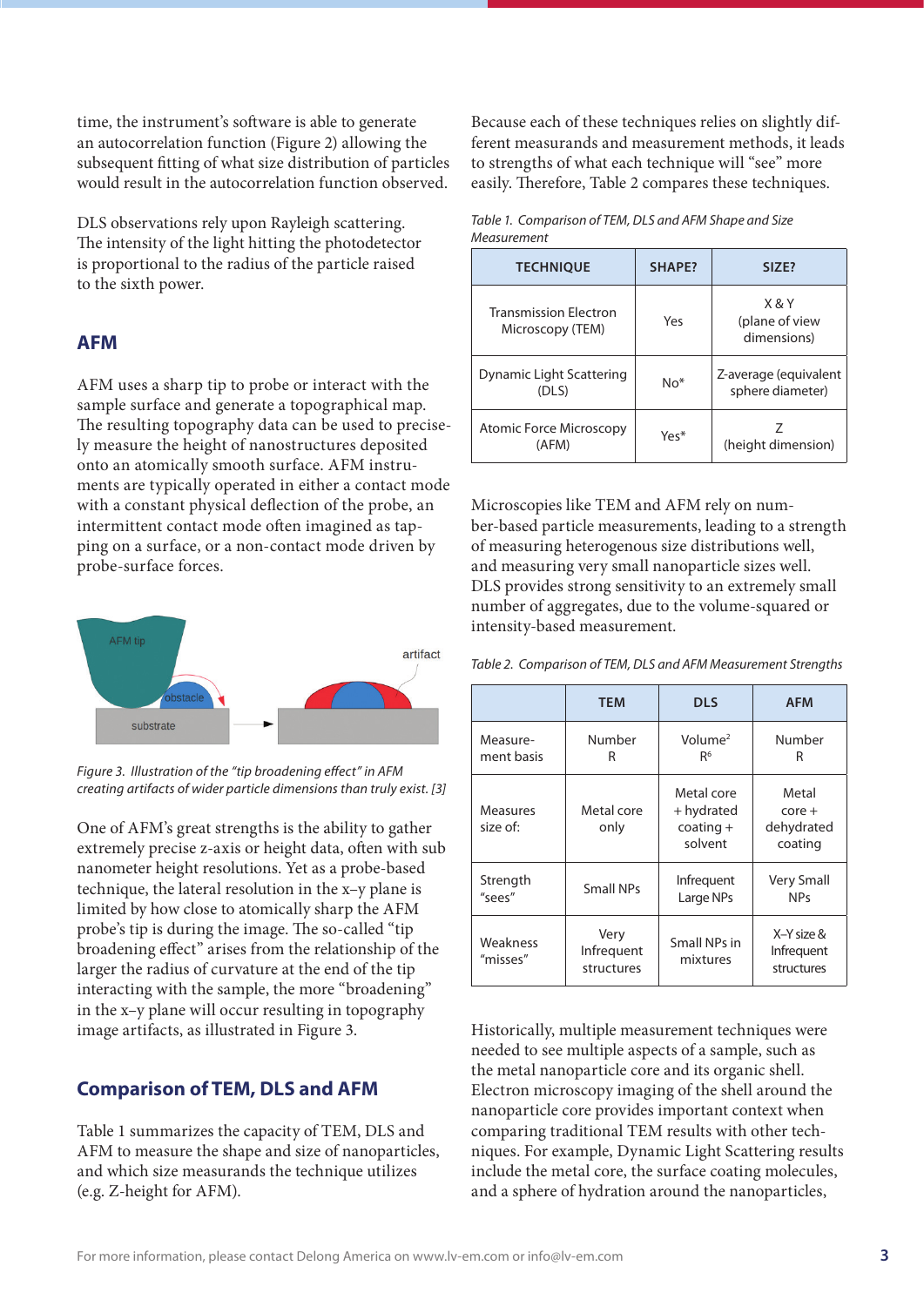time, the instrument's software is able to generate an autocorrelation function (Figure 2) allowing the subsequent fitting of what size distribution of particles would result in the autocorrelation function observed.

DLS observations rely upon Rayleigh scattering. The intensity of the light hitting the photodetector is proportional to the radius of the particle raised to the sixth power.

## AFM

AFM uses a sharp tip to probe or interact with the sample surface and generate a topographical map. The resulting topography data can be used to precisely measure the height of nanostructures deposited onto an atomically smooth surface. AFM instruments are typically operated in either a contact mode with a constant physical deflection of the probe, an intermittent contact mode often imagined as tapping on a surface, or a non-contact mode driven by probe-surface forces.

AFM tip

obstacle

substrate

artifact

*Figure 3. Illustration of the "tip broadening effect" in AFM creating artifacts of wider particle dimensions than truly exist. [3]*

One of AFM's great strengths is the ability to gather extremely precise z-axis or height data, often with sub nanometer height resolutions. Yet as a probe-based technique, the lateral resolution in the x–y plane is limited by how close to atomically sharp the AFM probe's tip is during the image. The so-called "tip broadening effect" arises from the relationship of the larger the radius of curvature at the end of the tip interacting with the sample, the more "broadening" in the x–y plane will occur resulting in topography image artifacts, as illustrated in Figure 3.

## Comparison of TEM, DLS and AFM

Table 1 summarizes the capacity of TEM, DLS and AFM to measure the shape and size of nanoparticles, and which size measurands the technique utilizes (e.g. Z-height for AFM).

Because each of these techniques relies on slightly different measurands and measurement methods, it leads to strengths of what each technique will "see" more easily. Therefore, Table 2 compares these techniques.

*Table 1. Comparison of TEM, DLS and AFM Shape and Size Measurement*

| TECHNIQUE | SHAPE? | SIZE? |
|---|---|---|
| Transmission Electron Microscopy (TEM) | Yes | X & Y (plane of view dimensions) |
| Dynamic Light Scattering (DLS) | No* | Z-average (equivalent sphere diameter) |
| Atomic Force Microscopy (AFM) | Yes* | Z (height dimension) |

Microscopies like TEM and AFM rely on number-based particle measurements, leading to a strength of measuring heterogenous size distributions well, and measuring very small nanoparticle sizes well. DLS provides strong sensitivity to an extremely small number of aggregates, due to the volume-squared or intensity-based measurement.

*Table 2. Comparison of TEM, DLS and AFM Measurement Strengths*

| | TEM | DLS | AFM |
|---|---|---|---|
| Measurement basis | Number R | $Volume^2$ $R^6$ | Number R |
| Measures size of: | Metal core only | Metal core + hydrated coating + solvent | Metal core + dehydrated coating |
| Strength "sees" | Small NPs | Infrequent Large NPs | Very Small NPs |
| Weakness "misses" | Very Infrequent structures | Small NPs in mixtures | X–Y size & Infrequent structures |

Historically, multiple measurement techniques were needed to see multiple aspects of a sample, such as the metal nanoparticle core and its organic shell. Electron microscopy imaging of the shell around the nanoparticle core provides important context when comparing traditional TEM results with other techniques. For example, Dynamic Light Scattering results include the metal core, the surface coating molecules, and a sphere of hydration around the nanoparticles,

For more information, please contact Delong America on www.lv-em.com or info@lv-em.com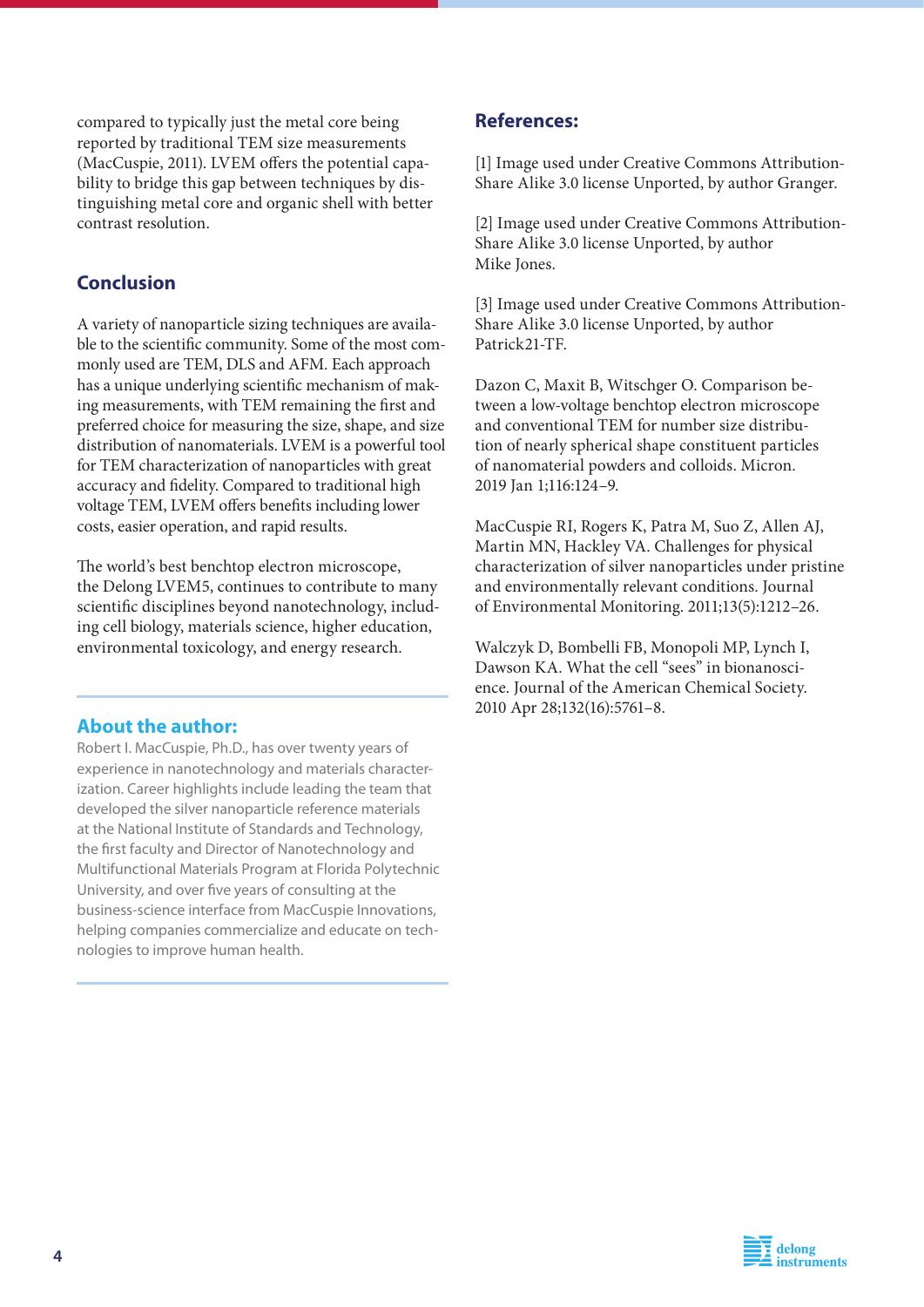compared to typically just the metal core being reported by traditional TEM size measurements (MacCuspie, 2011). LVEM offers the potential capability to bridge this gap between techniques by distinguishing metal core and organic shell with better contrast resolution.

## Conclusion

A variety of nanoparticle sizing techniques are available to the scientific community. Some of the most commonly used are TEM, DLS and AFM. Each approach has a unique underlying scientific mechanism of making measurements, with TEM remaining the first and preferred choice for measuring the size, shape, and size distribution of nanomaterials. LVEM is a powerful tool for TEM characterization of nanoparticles with great accuracy and fidelity. Compared to traditional high voltage TEM, LVEM offers benefits including lower costs, easier operation, and rapid results.

The world's best benchtop electron microscope, the Delong LVEM5, continues to contribute to many scientific disciplines beyond nanotechnology, including cell biology, materials science, higher education, environmental toxicology, and energy research.

## About the author:

Robert I. MacCuspie, Ph.D., has over twenty years of experience in nanotechnology and materials characterization. Career highlights include leading the team that developed the silver nanoparticle reference materials at the National Institute of Standards and Technology, the first faculty and Director of Nanotechnology and Multifunctional Materials Program at Florida Polytechnic University, and over five years of consulting at the business-science interface from MacCuspie Innovations, helping companies commercialize and educate on technologies to improve human health.

## References:

[1] Image used under Creative Commons Attribution-Share Alike 3.0 license Unported, by author Granger.

[2] Image used under Creative Commons Attribution-Share Alike 3.0 license Unported, by author Mike Jones.

[3] Image used under Creative Commons Attribution-Share Alike 3.0 license Unported, by author Patrick21-TF.

Dazon C, Maxit B, Witschger O. Comparison between a low-voltage benchtop electron microscope and conventional TEM for number size distribution of nearly spherical shape constituent particles of nanomaterial powders and colloids. Micron. 2019 Jan 1;116:124–9.

MacCuspie RI, Rogers K, Patra M, Suo Z, Allen AJ, Martin MN, Hackley VA. Challenges for physical characterization of silver nanoparticles under pristine and environmentally relevant conditions. Journal of Environmental Monitoring. 2011;13(5):1212–26.

Walczyk D, Bombelli FB, Monopoli MP, Lynch I, Dawson KA. What the cell "sees" in bionanoscience. Journal of the American Chemical Society. 2010 Apr 28;132(16):5761–8.